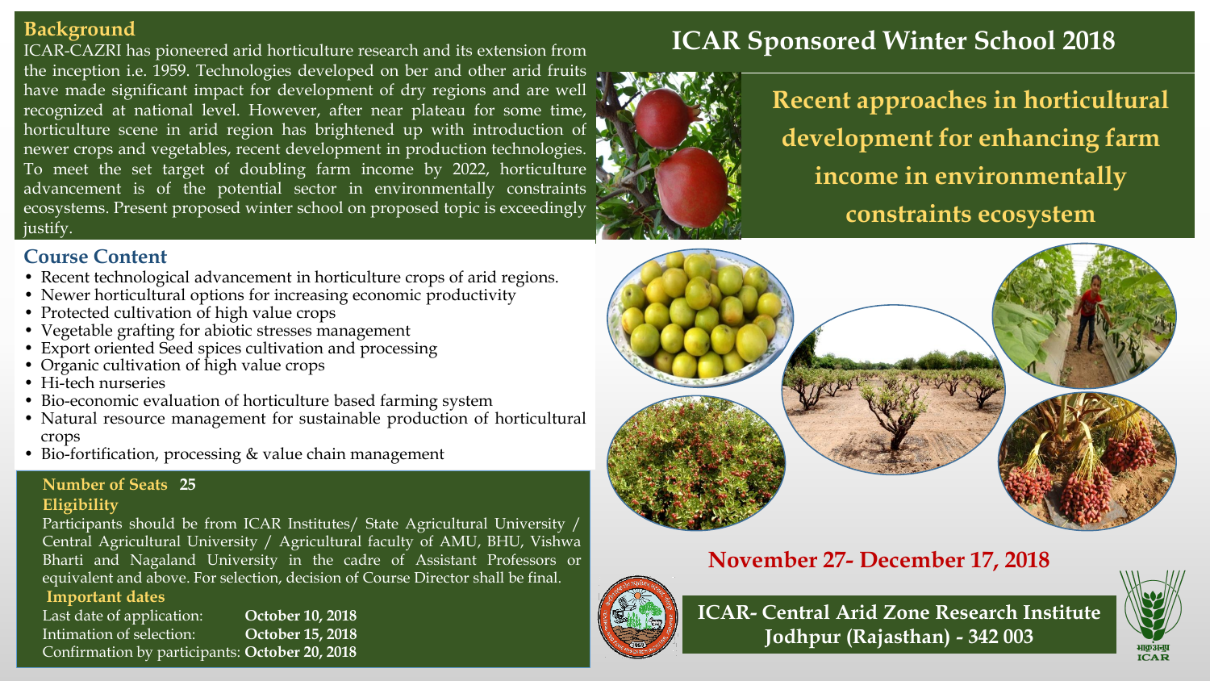# ICAR Sponsored Winter School 2018

## Recent approaches in horticultural development for enhancing farm income in environmentally constraints ecosystem

## Background

ICAR-CAZRI has pioneered arid horticulture research and its extension from the inception i.e. 1959. Technologies developed on ber and other arid fruits have made significant impact for development of dry regions and are well recognized at national level. However, after near plateau for some time, horticulture scene in arid region has brightened up with introduction of newer crops and vegetables, recent development in production technologies. To meet the set target of doubling farm income by 2022, horticulture advancement is of the potential sector in environmentally constraints ecosystems. Present proposed winter school on proposed topic is exceedingly justify.

## Course Content

- Recent technological advancement in horticulture crops of arid regions.
- Newer horticultural options for increasing economic productivity
- Protected cultivation of high value crops
- Vegetable grafting for abiotic stresses management
- Export oriented Seed spices cultivation and processing
- Organic cultivation of high value crops
- Hi-tech nurseries
- Bio-economic evaluation of horticulture based farming system
- Natural resource management for sustainable production of horticultural crops
- Bio-fortification, processing & value chain management

**Number of Seats** 25

**Eligibility**

Participants should be from ICAR Institutes/ State Agricultural University / Central Agricultural University / Agricultural faculty of AMU, BHU, Vishwa Bharti and Nagaland University in the cadre of Assistant Professors or equivalent and above. For selection, decision of Course Director shall be final.

**Important dates**

Last date of application: **October 10, 2018**
Intimation of selection: **October 15, 2018**
Confirmation by participants: **October 20, 2018**

**November 27- December 17, 2018**

**ICAR- Central Arid Zone Research Institute**
**Jodhpur (Rajasthan) - 342 003**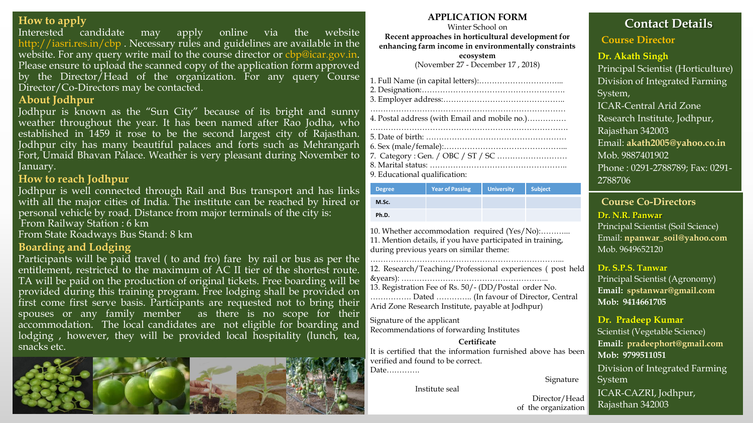## How to apply

Interested candidate may apply online via the website http://iasri.res.in/cbp . Necessary rules and guidelines are available in the website. For any query write mail to the course director or cbp@icar.gov.in. Please ensure to upload the scanned copy of the application form approved by the Director/Head of the organization. For any query Course Director/Co-Directors may be contacted.

## About Jodhpur

Jodhpur is known as the "Sun City" because of its bright and sunny weather throughout the year. It has been named after Rao Jodha, who established in 1459 it rose to be the second largest city of Rajasthan. Jodhpur city has many beautiful palaces and forts such as Mehrangarh Fort, Umaid Bhavan Palace. Weather is very pleasant during November to January.

## How to reach Jodhpur

Jodhpur is well connected through Rail and Bus transport and has links with all the major cities of India. The institute can be reached by hired or personal vehicle by road. Distance from major terminals of the city is:

From Railway Station : 6 km

From State Roadways Bus Stand: 8 km

## Boarding and Lodging

Participants will be paid travel ( to and fro) fare by rail or bus as per the entitlement, restricted to the maximum of AC II tier of the shortest route. TA will be paid on the production of original tickets. Free boarding will be provided during this training program. Free lodging shall be provided on first come first serve basis. Participants are requested not to bring their spouses or any family member as there is no scope for their accommodation. The local candidates are not eligible for boarding and lodging , however, they will be provided local hospitality (lunch, tea, snacks etc.

## APPLICATION FORM

Winter School on

**Recent approaches in horticultural development for enhancing farm income in environmentally constraints ecosystem**

(November 27 - December 17 , 2018)

1. Full Name (in capital letters):…………………………..
2. Designation:………………………………………………
3. Employer address:……………………………………….. ……………………………………………………………………
4. Postal address (with Email and mobile no.)…………… ……………………………………………………………………
5. Date of birth: ……………………………………………
6. Sex (male/female):………………………………………...
7. Category : Gen. / OBC / ST / SC ………………………
8. Marital status: …………………………………………..
9. Educational qualification:

| Degree | Year of Passing | University | Subject |
|---|---|---|---|
| M.Sc. | | | |
| Ph.D. | | | |

10. Whether accommodation required (Yes/No):………...
11. Mention details, if you have participated in training, during previous years on similar theme: ………………………………………………………………...
12. Research/Teaching/Professional experiences ( post held &years): ………………………………………………..
13. Registration Fee of Rs. 50/- (DD/Postal order No. ……………. Dated …………. (In favour of Director, Central Arid Zone Research Institute, payable at Jodhpur)

Signature of the applicant

Recommendations of forwarding Institutes

**Certificate**

It is certified that the information furnished above has been verified and found to be correct.

Date…………

Signature

Institute seal

Director/Head of the organization

## Contact Details

### Course Director

**Dr. Akath Singh**

Principal Scientist (Horticulture)
Division of Integrated Farming System,
ICAR-Central Arid Zone Research Institute, Jodhpur, Rajasthan 342003
Email: **akath2005@yahoo.co.in**
Mob. 9887401902
Phone : 0291-2788789; Fax: 0291-2788706

### Course Co-Directors

**Dr. N.R. Panwar**

Principal Scientist (Soil Science)
Email: **npanwar_soil@yahoo.com**
Mob. 9649652120

**Dr. S.P.S. Tanwar**

Principal Scientist (Agronomy)
**Email: spstanwar@gmail.com**
**Mob: 9414661705**

**Dr. Pradeep Kumar**

Scientist (Vegetable Science)
**Email: pradeephort@gmail.com**
**Mob: 9799511051**

Division of Integrated Farming System
ICAR-CAZRI, Jodhpur, Rajasthan 342003